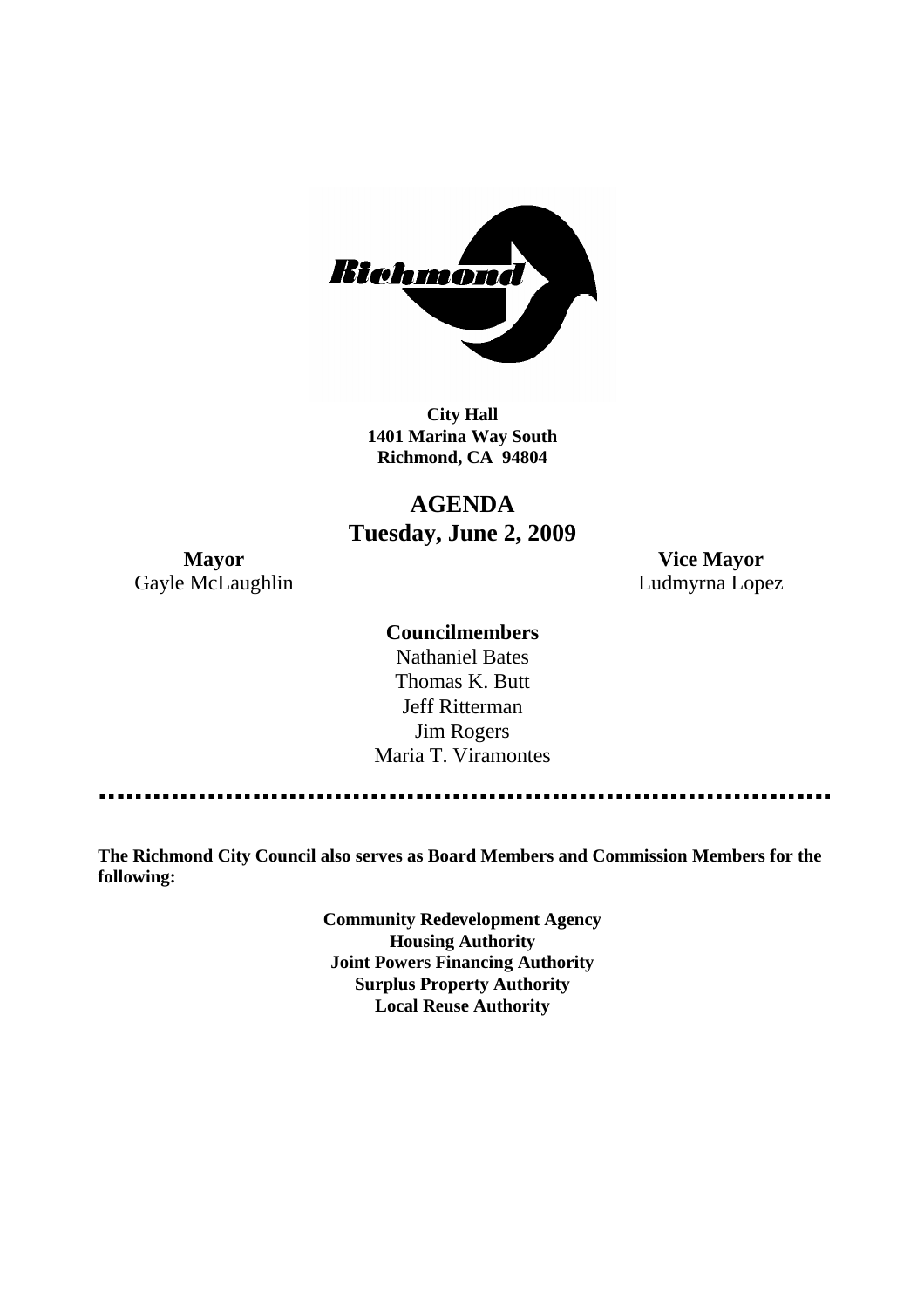**City Hall**
**1401 Marina Way South**
**Richmond, CA 94804**

# AGENDA
## Tuesday, June 2, 2009

**Mayor**
Gayle McLaughlin

**Vice Mayor**
Ludmyrna Lopez

**Councilmembers**
Nathaniel Bates
Thomas K. Butt
Jeff Ritterman
Jim Rogers
Maria T. Viramontes

---

**The Richmond City Council also serves as Board Members and Commission Members for the following:**

**Community Redevelopment Agency**
**Housing Authority**
**Joint Powers Financing Authority**
**Surplus Property Authority**
**Local Reuse Authority**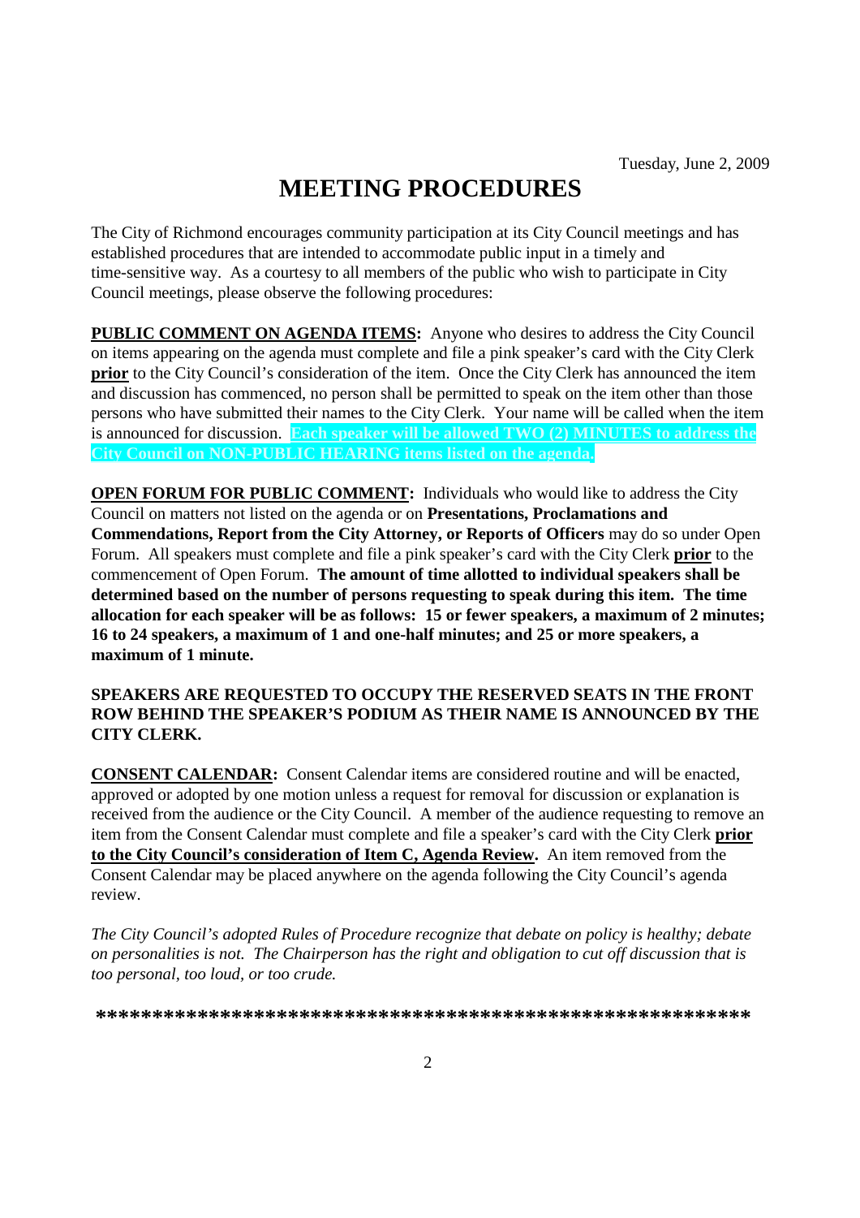Tuesday, June 2, 2009

# MEETING PROCEDURES

The City of Richmond encourages community participation at its City Council meetings and has established procedures that are intended to accommodate public input in a timely and time-sensitive way. As a courtesy to all members of the public who wish to participate in City Council meetings, please observe the following procedures:

**PUBLIC COMMENT ON AGENDA ITEMS:** Anyone who desires to address the City Council on items appearing on the agenda must complete and file a pink speaker's card with the City Clerk **prior** to the City Council's consideration of the item. Once the City Clerk has announced the item and discussion has commenced, no person shall be permitted to speak on the item other than those persons who have submitted their names to the City Clerk. Your name will be called when the item is announced for discussion. **Each speaker will be allowed TWO (2) MINUTES to address the City Council on NON-PUBLIC HEARING items listed on the agenda.**

**OPEN FORUM FOR PUBLIC COMMENT:** Individuals who would like to address the City Council on matters not listed on the agenda or on **Presentations, Proclamations and Commendations, Report from the City Attorney, or Reports of Officers** may do so under Open Forum. All speakers must complete and file a pink speaker's card with the City Clerk **prior** to the commencement of Open Forum. **The amount of time allotted to individual speakers shall be determined based on the number of persons requesting to speak during this item. The time allocation for each speaker will be as follows: 15 or fewer speakers, a maximum of 2 minutes; 16 to 24 speakers, a maximum of 1 and one-half minutes; and 25 or more speakers, a maximum of 1 minute.**

**SPEAKERS ARE REQUESTED TO OCCUPY THE RESERVED SEATS IN THE FRONT ROW BEHIND THE SPEAKER'S PODIUM AS THEIR NAME IS ANNOUNCED BY THE CITY CLERK.**

**CONSENT CALENDAR:** Consent Calendar items are considered routine and will be enacted, approved or adopted by one motion unless a request for removal for discussion or explanation is received from the audience or the City Council. A member of the audience requesting to remove an item from the Consent Calendar must complete and file a speaker's card with the City Clerk **prior to the City Council's consideration of Item C, Agenda Review.** An item removed from the Consent Calendar may be placed anywhere on the agenda following the City Council's agenda review.

*The City Council's adopted Rules of Procedure recognize that debate on policy is healthy; debate on personalities is not. The Chairperson has the right and obligation to cut off discussion that is too personal, too loud, or too crude.*

**********************************************************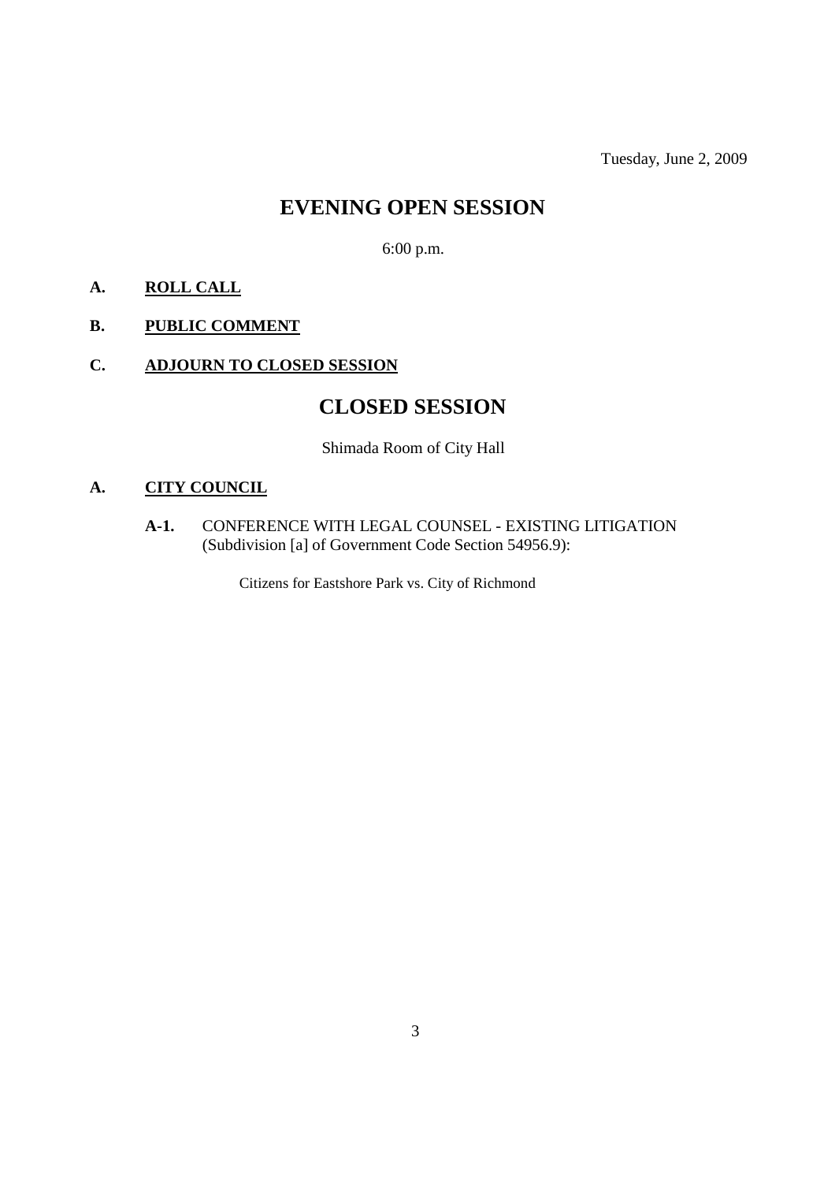Tuesday, June 2, 2009

# EVENING OPEN SESSION

6:00 p.m.

**A. ROLL CALL**

**B. PUBLIC COMMENT**

**C. ADJOURN TO CLOSED SESSION**

# CLOSED SESSION

Shimada Room of City Hall

**A. CITY COUNCIL**

**A-1.** CONFERENCE WITH LEGAL COUNSEL - EXISTING LITIGATION (Subdivision [a] of Government Code Section 54956.9):

Citizens for Eastshore Park vs. City of Richmond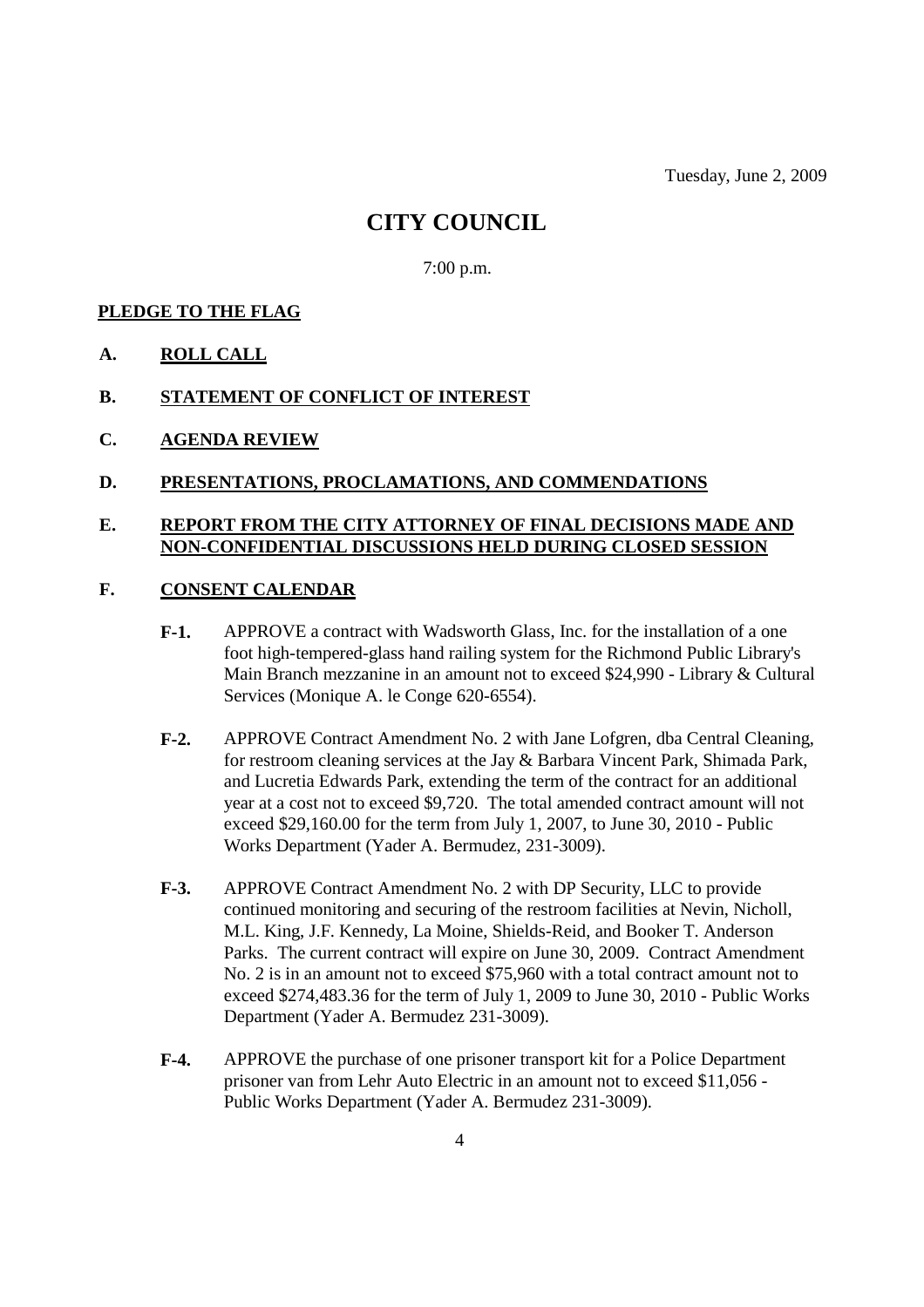Tuesday, June 2, 2009

# CITY COUNCIL

7:00 p.m.

**PLEDGE TO THE FLAG**

**A. ROLL CALL**

**B. STATEMENT OF CONFLICT OF INTEREST**

**C. AGENDA REVIEW**

**D. PRESENTATIONS, PROCLAMATIONS, AND COMMENDATIONS**

**E. REPORT FROM THE CITY ATTORNEY OF FINAL DECISIONS MADE AND NON-CONFIDENTIAL DISCUSSIONS HELD DURING CLOSED SESSION**

**F. CONSENT CALENDAR**

**F-1.** APPROVE a contract with Wadsworth Glass, Inc. for the installation of a one foot high-tempered-glass hand railing system for the Richmond Public Library's Main Branch mezzanine in an amount not to exceed $24,990 - Library & Cultural Services (Monique A. le Conge 620-6554).

**F-2.** APPROVE Contract Amendment No. 2 with Jane Lofgren, dba Central Cleaning, for restroom cleaning services at the Jay & Barbara Vincent Park, Shimada Park, and Lucretia Edwards Park, extending the term of the contract for an additional year at a cost not to exceed $9,720. The total amended contract amount will not exceed $29,160.00 for the term from July 1, 2007, to June 30, 2010 - Public Works Department (Yader A. Bermudez, 231-3009).

**F-3.** APPROVE Contract Amendment No. 2 with DP Security, LLC to provide continued monitoring and securing of the restroom facilities at Nevin, Nicholl, M.L. King, J.F. Kennedy, La Moine, Shields-Reid, and Booker T. Anderson Parks. The current contract will expire on June 30, 2009. Contract Amendment No. 2 is in an amount not to exceed $75,960 with a total contract amount not to exceed $274,483.36 for the term of July 1, 2009 to June 30, 2010 - Public Works Department (Yader A. Bermudez 231-3009).

**F-4.** APPROVE the purchase of one prisoner transport kit for a Police Department prisoner van from Lehr Auto Electric in an amount not to exceed $11,056 - Public Works Department (Yader A. Bermudez 231-3009).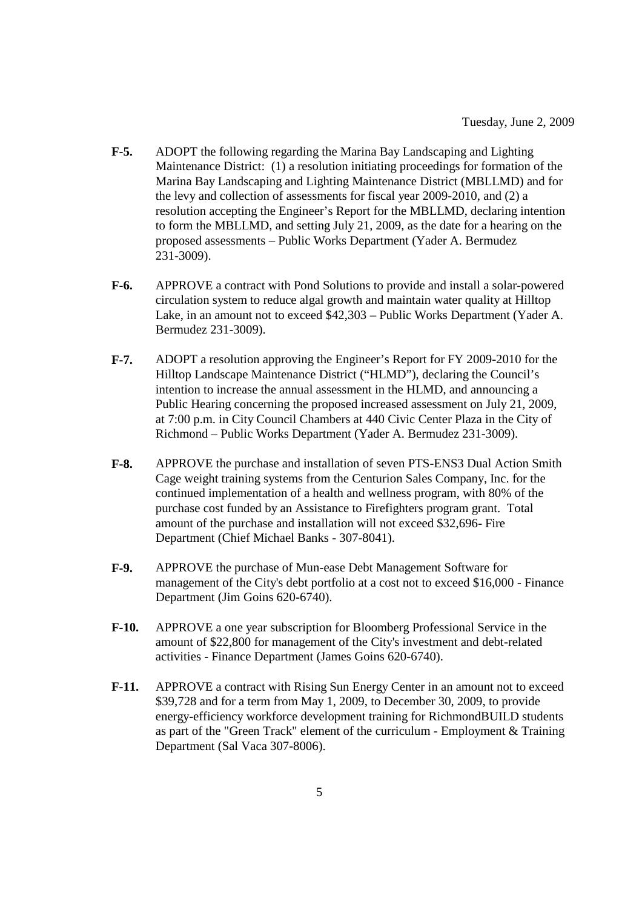Tuesday, June 2, 2009

**F-5.** ADOPT the following regarding the Marina Bay Landscaping and Lighting Maintenance District: (1) a resolution initiating proceedings for formation of the Marina Bay Landscaping and Lighting Maintenance District (MBLLMD) and for the levy and collection of assessments for fiscal year 2009-2010, and (2) a resolution accepting the Engineer's Report for the MBLLMD, declaring intention to form the MBLLMD, and setting July 21, 2009, as the date for a hearing on the proposed assessments – Public Works Department (Yader A. Bermudez 231-3009).

**F-6.** APPROVE a contract with Pond Solutions to provide and install a solar-powered circulation system to reduce algal growth and maintain water quality at Hilltop Lake, in an amount not to exceed $42,303 – Public Works Department (Yader A. Bermudez 231-3009).

**F-7.** ADOPT a resolution approving the Engineer's Report for FY 2009-2010 for the Hilltop Landscape Maintenance District ("HLMD"), declaring the Council's intention to increase the annual assessment in the HLMD, and announcing a Public Hearing concerning the proposed increased assessment on July 21, 2009, at 7:00 p.m. in City Council Chambers at 440 Civic Center Plaza in the City of Richmond – Public Works Department (Yader A. Bermudez 231-3009).

**F-8.** APPROVE the purchase and installation of seven PTS-ENS3 Dual Action Smith Cage weight training systems from the Centurion Sales Company, Inc. for the continued implementation of a health and wellness program, with 80% of the purchase cost funded by an Assistance to Firefighters program grant. Total amount of the purchase and installation will not exceed $32,696- Fire Department (Chief Michael Banks - 307-8041).

**F-9.** APPROVE the purchase of Mun-ease Debt Management Software for management of the City's debt portfolio at a cost not to exceed $16,000 - Finance Department (Jim Goins 620-6740).

**F-10.** APPROVE a one year subscription for Bloomberg Professional Service in the amount of $22,800 for management of the City's investment and debt-related activities - Finance Department (James Goins 620-6740).

**F-11.** APPROVE a contract with Rising Sun Energy Center in an amount not to exceed $39,728 and for a term from May 1, 2009, to December 30, 2009, to provide energy-efficiency workforce development training for RichmondBUILD students as part of the "Green Track" element of the curriculum - Employment & Training Department (Sal Vaca 307-8006).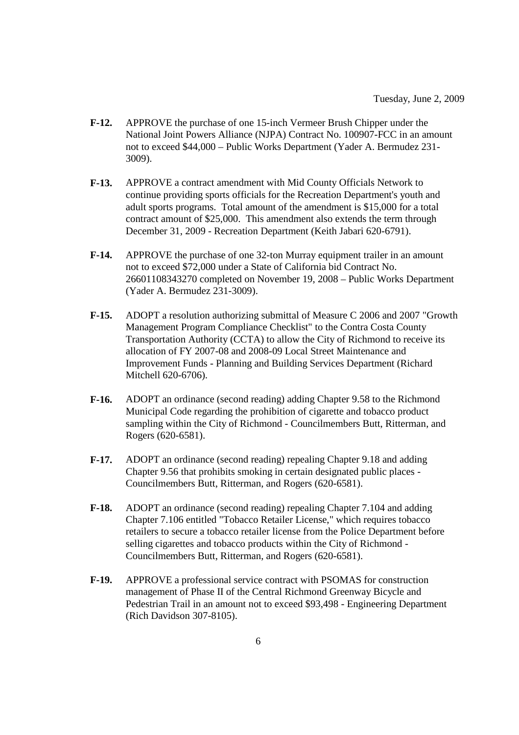**F-12.** APPROVE the purchase of one 15-inch Vermeer Brush Chipper under the National Joint Powers Alliance (NJPA) Contract No. 100907-FCC in an amount not to exceed $44,000 – Public Works Department (Yader A. Bermudez 231-3009).

**F-13.** APPROVE a contract amendment with Mid County Officials Network to continue providing sports officials for the Recreation Department's youth and adult sports programs. Total amount of the amendment is $15,000 for a total contract amount of $25,000. This amendment also extends the term through December 31, 2009 - Recreation Department (Keith Jabari 620-6791).

**F-14.** APPROVE the purchase of one 32-ton Murray equipment trailer in an amount not to exceed $72,000 under a State of California bid Contract No. 26601108343270 completed on November 19, 2008 – Public Works Department (Yader A. Bermudez 231-3009).

**F-15.** ADOPT a resolution authorizing submittal of Measure C 2006 and 2007 "Growth Management Program Compliance Checklist" to the Contra Costa County Transportation Authority (CCTA) to allow the City of Richmond to receive its allocation of FY 2007-08 and 2008-09 Local Street Maintenance and Improvement Funds - Planning and Building Services Department (Richard Mitchell 620-6706).

**F-16.** ADOPT an ordinance (second reading) adding Chapter 9.58 to the Richmond Municipal Code regarding the prohibition of cigarette and tobacco product sampling within the City of Richmond - Councilmembers Butt, Ritterman, and Rogers (620-6581).

**F-17.** ADOPT an ordinance (second reading) repealing Chapter 9.18 and adding Chapter 9.56 that prohibits smoking in certain designated public places - Councilmembers Butt, Ritterman, and Rogers (620-6581).

**F-18.** ADOPT an ordinance (second reading) repealing Chapter 7.104 and adding Chapter 7.106 entitled "Tobacco Retailer License," which requires tobacco retailers to secure a tobacco retailer license from the Police Department before selling cigarettes and tobacco products within the City of Richmond - Councilmembers Butt, Ritterman, and Rogers (620-6581).

**F-19.** APPROVE a professional service contract with PSOMAS for construction management of Phase II of the Central Richmond Greenway Bicycle and Pedestrian Trail in an amount not to exceed $93,498 - Engineering Department (Rich Davidson 307-8105).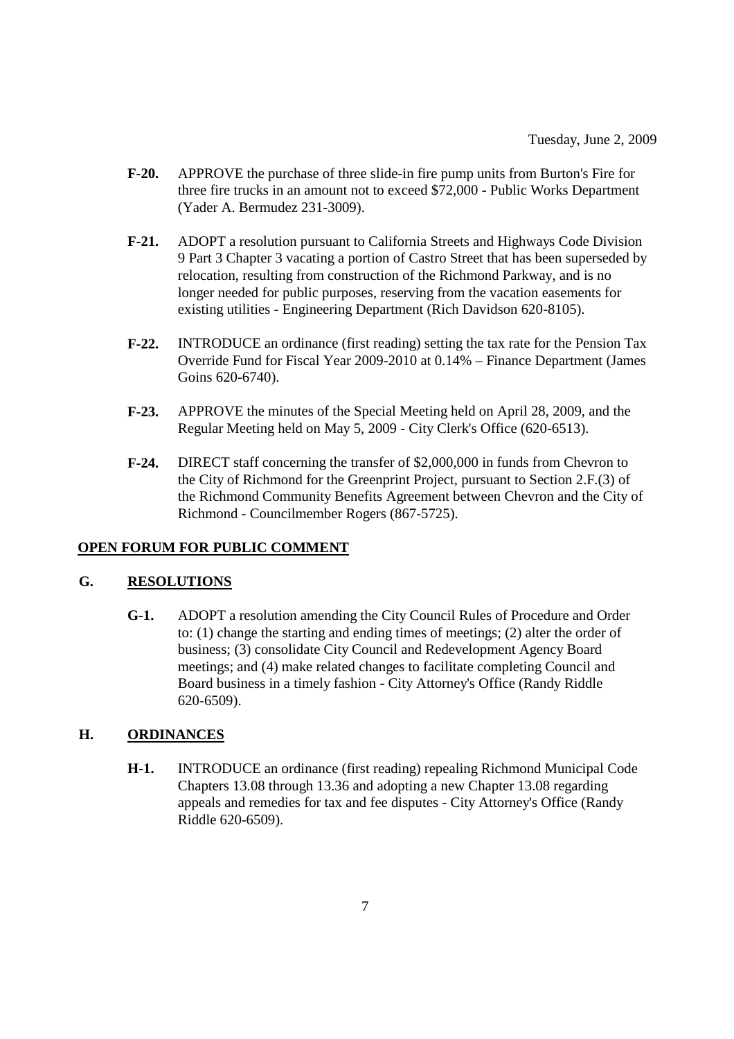Tuesday, June 2, 2009

**F-20.** APPROVE the purchase of three slide-in fire pump units from Burton's Fire for three fire trucks in an amount not to exceed $72,000 - Public Works Department (Yader A. Bermudez 231-3009).

**F-21.** ADOPT a resolution pursuant to California Streets and Highways Code Division 9 Part 3 Chapter 3 vacating a portion of Castro Street that has been superseded by relocation, resulting from construction of the Richmond Parkway, and is no longer needed for public purposes, reserving from the vacation easements for existing utilities - Engineering Department (Rich Davidson 620-8105).

**F-22.** INTRODUCE an ordinance (first reading) setting the tax rate for the Pension Tax Override Fund for Fiscal Year 2009-2010 at 0.14% – Finance Department (James Goins 620-6740).

**F-23.** APPROVE the minutes of the Special Meeting held on April 28, 2009, and the Regular Meeting held on May 5, 2009 - City Clerk's Office (620-6513).

**F-24.** DIRECT staff concerning the transfer of $2,000,000 in funds from Chevron to the City of Richmond for the Greenprint Project, pursuant to Section 2.F.(3) of the Richmond Community Benefits Agreement between Chevron and the City of Richmond - Councilmember Rogers (867-5725).

**OPEN FORUM FOR PUBLIC COMMENT**

## G. RESOLUTIONS

**G-1.** ADOPT a resolution amending the City Council Rules of Procedure and Order to: (1) change the starting and ending times of meetings; (2) alter the order of business; (3) consolidate City Council and Redevelopment Agency Board meetings; and (4) make related changes to facilitate completing Council and Board business in a timely fashion - City Attorney's Office (Randy Riddle 620-6509).

## H. ORDINANCES

**H-1.** INTRODUCE an ordinance (first reading) repealing Richmond Municipal Code Chapters 13.08 through 13.36 and adopting a new Chapter 13.08 regarding appeals and remedies for tax and fee disputes - City Attorney's Office (Randy Riddle 620-6509).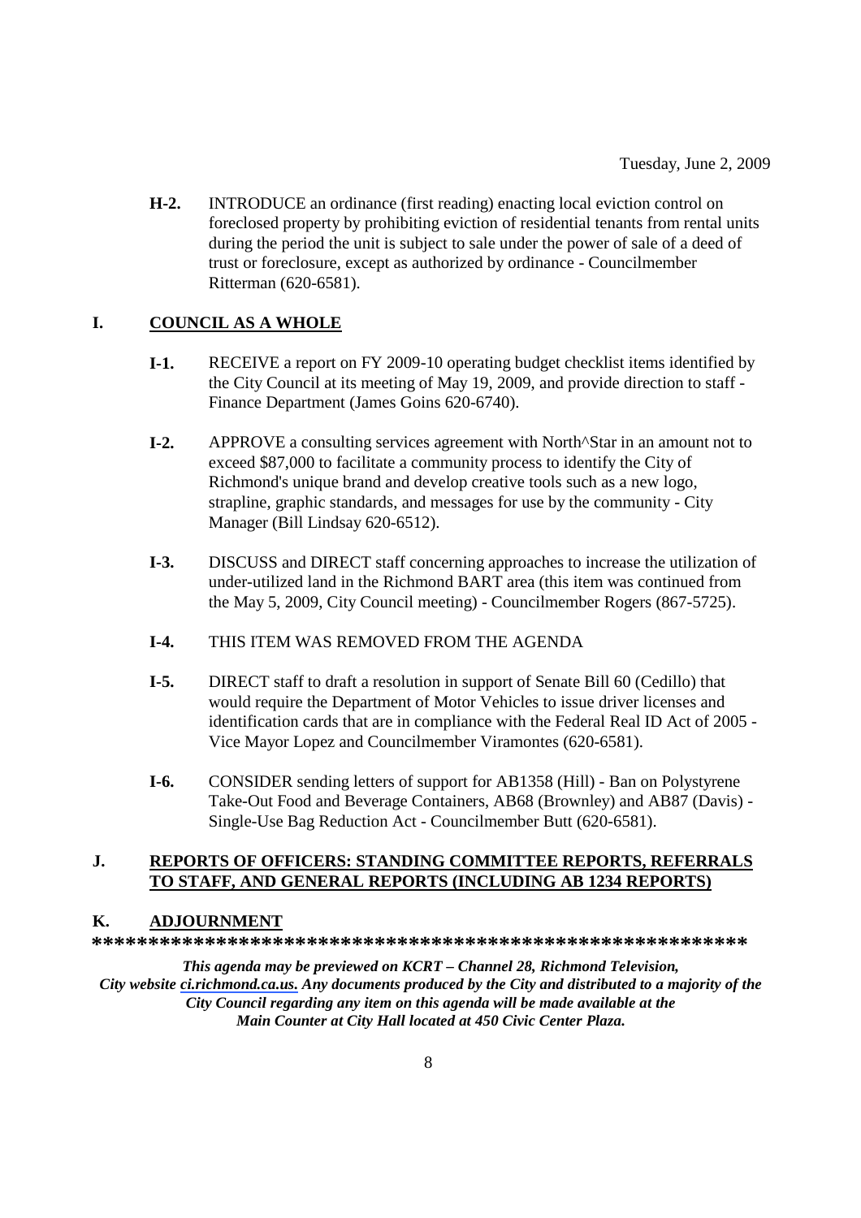**H-2.** INTRODUCE an ordinance (first reading) enacting local eviction control on foreclosed property by prohibiting eviction of residential tenants from rental units during the period the unit is subject to sale under the power of sale of a deed of trust or foreclosure, except as authorized by ordinance - Councilmember Ritterman (620-6581).

## I. COUNCIL AS A WHOLE

**I-1.** RECEIVE a report on FY 2009-10 operating budget checklist items identified by the City Council at its meeting of May 19, 2009, and provide direction to staff - Finance Department (James Goins 620-6740).

**I-2.** APPROVE a consulting services agreement with North^Star in an amount not to exceed $87,000 to facilitate a community process to identify the City of Richmond's unique brand and develop creative tools such as a new logo, strapline, graphic standards, and messages for use by the community - City Manager (Bill Lindsay 620-6512).

**I-3.** DISCUSS and DIRECT staff concerning approaches to increase the utilization of under-utilized land in the Richmond BART area (this item was continued from the May 5, 2009, City Council meeting) - Councilmember Rogers (867-5725).

**I-4.** THIS ITEM WAS REMOVED FROM THE AGENDA

**I-5.** DIRECT staff to draft a resolution in support of Senate Bill 60 (Cedillo) that would require the Department of Motor Vehicles to issue driver licenses and identification cards that are in compliance with the Federal Real ID Act of 2005 - Vice Mayor Lopez and Councilmember Viramontes (620-6581).

**I-6.** CONSIDER sending letters of support for AB1358 (Hill) - Ban on Polystyrene Take-Out Food and Beverage Containers, AB68 (Brownley) and AB87 (Davis) - Single-Use Bag Reduction Act - Councilmember Butt (620-6581).

## J. REPORTS OF OFFICERS: STANDING COMMITTEE REPORTS, REFERRALS TO STAFF, AND GENERAL REPORTS (INCLUDING AB 1234 REPORTS)

## K. ADJOURNMENT

**************************************************************

***This agenda may be previewed on KCRT – Channel 28, Richmond Television, City website ci.richmond.ca.us. Any documents produced by the City and distributed to a majority of the City Council regarding any item on this agenda will be made available at the Main Counter at City Hall located at 450 Civic Center Plaza.***